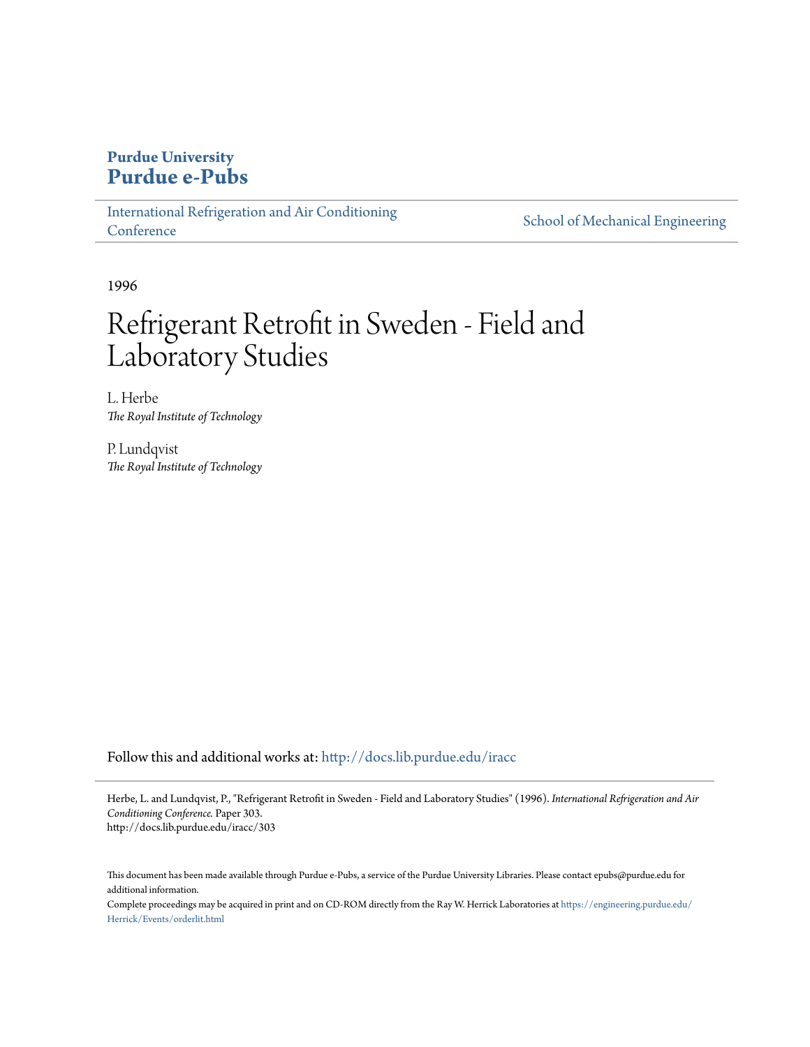**Purdue University**
**Purdue e-Pubs**

International Refrigeration and Air Conditioning Conference | School of Mechanical Engineering

1996

# Refrigerant Retrofit in Sweden - Field and Laboratory Studies

L. Herbe
*The Royal Institute of Technology*

P. Lundqvist
*The Royal Institute of Technology*

Follow this and additional works at: http://docs.lib.purdue.edu/iracc

Herbe, L. and Lundqvist, P., "Refrigerant Retrofit in Sweden - Field and Laboratory Studies" (1996). *International Refrigeration and Air Conditioning Conference.* Paper 303.
http://docs.lib.purdue.edu/iracc/303

This document has been made available through Purdue e-Pubs, a service of the Purdue University Libraries. Please contact epubs@purdue.edu for additional information.

Complete proceedings may be acquired in print and on CD-ROM directly from the Ray W. Herrick Laboratories at https://engineering.purdue.edu/Herrick/Events/orderlit.html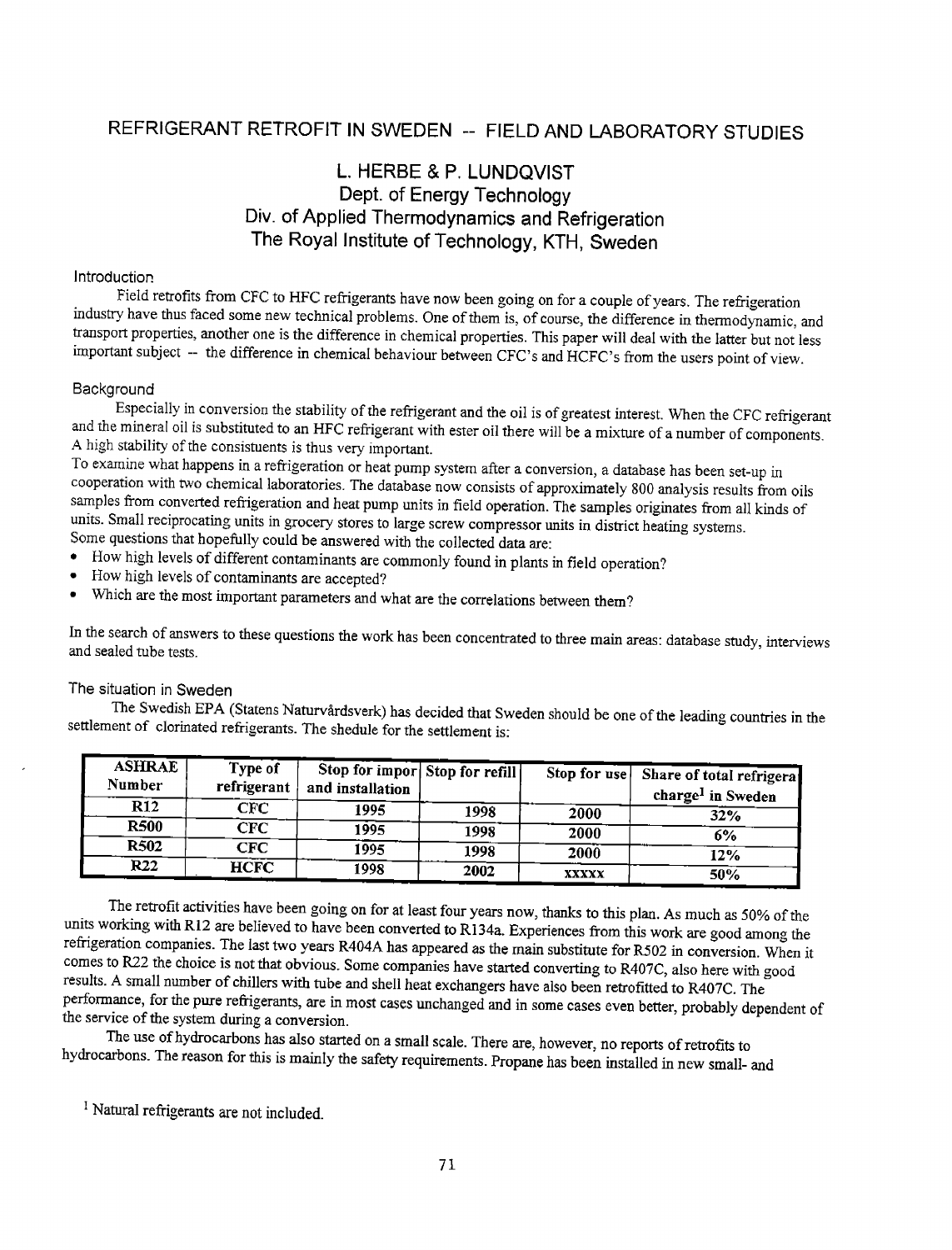# REFRIGERANT RETROFIT IN SWEDEN -- FIELD AND LABORATORY STUDIES

## L. HERBE & P. LUNDQVIST
### Dept. of Energy Technology
### Div. of Applied Thermodynamics and Refrigeration
### The Royal Institute of Technology, KTH, Sweden

### Introduction

Field retrofits from CFC to HFC refrigerants have now been going on for a couple of years. The refrigeration industry have thus faced some new technical problems. One of them is, of course, the difference in thermodynamic, and transport properties, another one is the difference in chemical properties. This paper will deal with the latter but not less important subject -- the difference in chemical behaviour between CFC's and HCFC's from the users point of view.

### Background

Especially in conversion the stability of the refrigerant and the oil is of greatest interest. When the CFC refrigerant and the mineral oil is substituted to an HFC refrigerant with ester oil there will be a mixture of a number of components. A high stability of the consistuents is thus very important.

To examine what happens in a refrigeration or heat pump system after a conversion, a database has been set-up in cooperation with two chemical laboratories. The database now consists of approximately 800 analysis results from oils samples from converted refrigeration and heat pump units in field operation. The samples originates from all kinds of units. Small reciprocating units in grocery stores to large screw compressor units in district heating systems.

Some questions that hopefully could be answered with the collected data are:

- How high levels of different contaminants are commonly found in plants in field operation?
- How high levels of contaminants are accepted?
- Which are the most important parameters and what are the correlations between them?

In the search of answers to these questions the work has been concentrated to three main areas: database study, interviews and sealed tube tests.

### The situation in Sweden

The Swedish EPA (Statens Naturvårdsverk) has decided that Sweden should be one of the leading countries in the settlement of clorinated refrigerants. The shedule for the settlement is:

| ASHRAE Number | Type of refrigerant | Stop for impor and installation | Stop for refill | Stop for use | Share of total refrigera charge[1] in Sweden |
|---|---|---|---|---|---|
| R12 | CFC | 1995 | 1998 | 2000 | 32% |
| R500 | CFC | 1995 | 1998 | 2000 | 6% |
| R502 | CFC | 1995 | 1998 | 2000 | 12% |
| R22 | HCFC | 1998 | 2002 | xxxxx | 50% |

The retrofit activities have been going on for at least four years now, thanks to this plan. As much as 50% of the units working with R12 are believed to have been converted to R134a. Experiences from this work are good among the refrigeration companies. The last two years R404A has appeared as the main substitute for R502 in conversion. When it comes to R22 the choice is not that obvious. Some companies have started converting to R407C, also here with good results. A small number of chillers with tube and shell heat exchangers have also been retrofitted to R407C. The performance, for the pure refrigerants, are in most cases unchanged and in some cases even better, probably dependent of the service of the system during a conversion.

The use of hydrocarbons has also started on a small scale. There are, however, no reports of retrofits to hydrocarbons. The reason for this is mainly the safety requirements. Propane has been installed in new small- and

[1] Natural refrigerants are not included.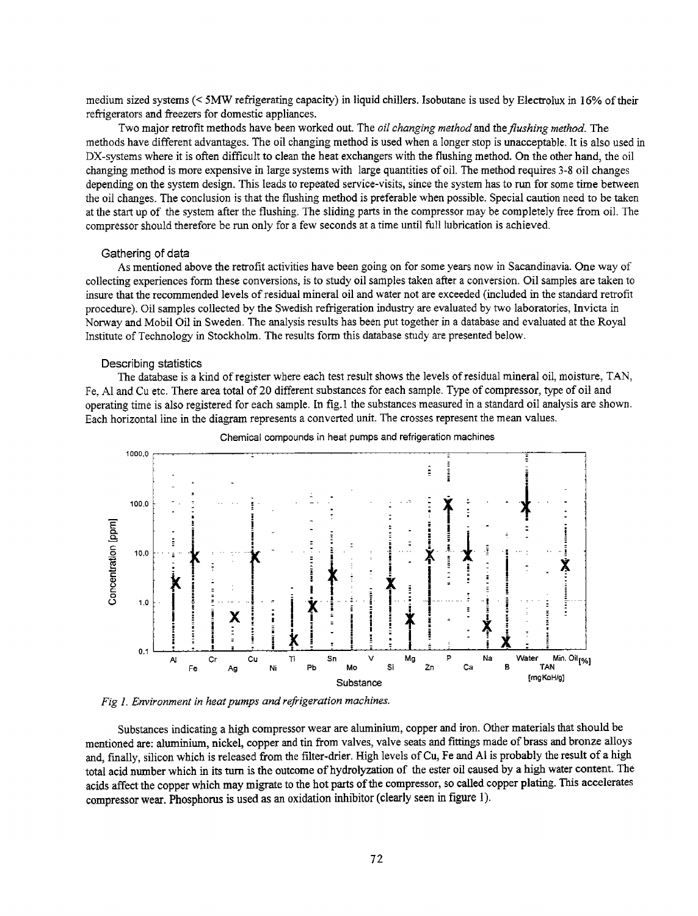medium sized systems (< 5MW refrigerating capacity) in liquid chillers. Isobutane is used by Electrolux in 16% of their refrigerators and freezers for domestic appliances.

Two major retrofit methods have been worked out. The *oil changing method* and the *flushing method*. The methods have different advantages. The oil changing method is used when a longer stop is unacceptable. It is also used in DX-systems where it is often difficult to clean the heat exchangers with the flushing method. On the other hand, the oil changing method is more expensive in large systems with large quantities of oil. The method requires 3-8 oil changes depending on the system design. This leads to repeated service-visits, since the system has to run for some time between the oil changes. The conclusion is that the flushing method is preferable when possible. Special caution need to be taken at the start up of the system after the flushing. The sliding parts in the compressor may be completely free from oil. The compressor should therefore be run only for a few seconds at a time until full lubrication is achieved.

### Gathering of data

As mentioned above the retrofit activities have been going on for some years now in Sacandinavia. One way of collecting experiences form these conversions, is to study oil samples taken after a conversion. Oil samples are taken to insure that the recommended levels of residual mineral oil and water not are exceeded (included in the standard retrofit procedure). Oil samples collected by the Swedish refrigeration industry are evaluated by two laboratories, Invicta in Norway and Mobil Oil in Sweden. The analysis results has been put together in a database and evaluated at the Royal Institute of Technology in Stockholm. The results form this database study are presented below.

### Describing statistics

The database is a kind of register where each test result shows the levels of residual mineral oil, moisture, TAN, Fe, Al and Cu etc. There area total of 20 different substances for each sample. Type of compressor, type of oil and operating time is also registered for each sample. In fig.1 the substances measured in a standard oil analysis are shown. Each horizontal line in the diagram represents a converted unit. The crosses represent the mean values.

*Fig 1. Environment in heat pumps and refrigeration machines.*

Substances indicating a high compressor wear are aluminium, copper and iron. Other materials that should be mentioned are: aluminium, nickel, copper and tin from valves, valve seats and fittings made of brass and bronze alloys and, finally, silicon which is released from the filter-drier. High levels of Cu, Fe and Al is probably the result of a high total acid number which in its turn is the outcome of hydrolyzation of the ester oil caused by a high water content. The acids affect the copper which may migrate to the hot parts of the compressor, so called copper plating. This accelerates compressor wear. Phosphorus is used as an oxidation inhibitor (clearly seen in figure 1).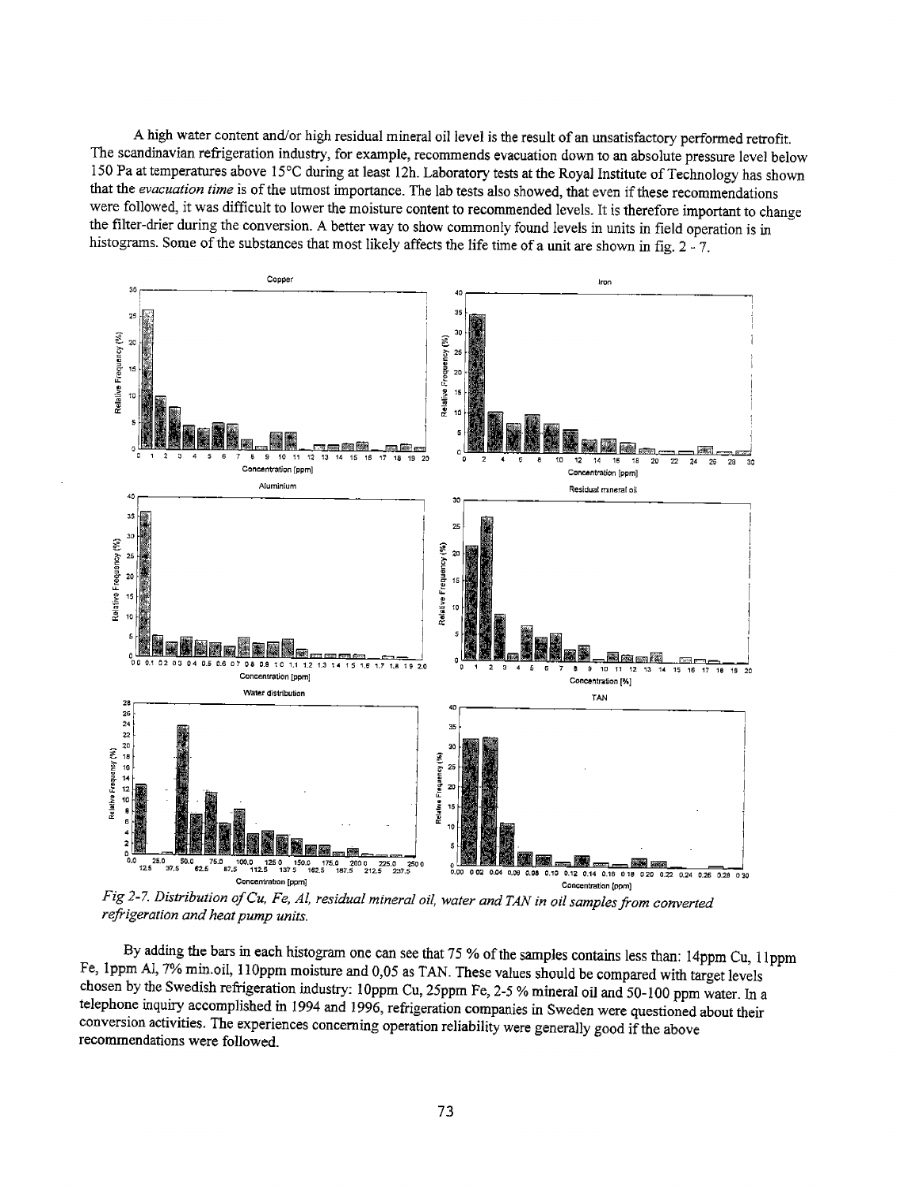A high water content and/or high residual mineral oil level is the result of an unsatisfactory performed retrofit. The scandinavian refrigeration industry, for example, recommends evacuation down to an absolute pressure level below 150 Pa at temperatures above 15°C during at least 12h. Laboratory tests at the Royal Institute of Technology has shown that the *evacuation time* is of the utmost importance. The lab tests also showed, that even if these recommendations were followed, it was difficult to lower the moisture content to recommended levels. It is therefore important to change the filter-drier during the conversion. A better way to show commonly found levels in units in field operation is in histograms. Some of the substances that most likely affects the life time of a unit are shown in fig. 2 - 7.

Copper
Relative Frequency (%)
0 5 10 15 20 25 30
0 1 2 3 4 5 6 7 8 9 10 11 12 13 14 15 16 17 18 19 20
Concentration [ppm]

Iron
Relative Frequency (%)
0 5 10 15 20 25 30 35 40
0 2 4 6 8 10 12 14 16 18 20 22 24 26 28 30
Concentration [ppm]

Aluminium
Relative Frequency (%)
0 5 10 15 20 25 30 35 40
0.0 0.1 0.2 0.3 0.4 0.5 0.6 0.7 0.8 0.9 1.0 1.1 1.2 1.3 1.4 1.5 1.6 1.7 1.8 1.9 2.0
Concentration [ppm]

Residual mineral oil
Relative Frequency (%)
0 5 10 15 20 25 30
0 1 2 3 4 5 6 7 8 9 10 11 12 13 14 15 16 17 18 19 20
Concentration [%]

Water distribution
Relative Frequency (%)
0 2 4 6 8 10 12 14 16 18 20 22 24 26 28
0.0 12.5 25.0 37.5 50.0 62.5 75.0 87.5 100.0 112.5 125.0 137.5 150.0 162.5 175.0 187.5 200.0 212.5 225.0 237.5 250.0
Concentration [ppm]

TAN
Relative Frequency (%)
0 5 10 15 20 25 30 35 40
0.00 0.02 0.04 0.06 0.08 0.10 0.12 0.14 0.16 0.18 0.20 0.22 0.24 0.26 0.28 0.30
Concentration [ppm]

*Fig 2-7. Distribution of Cu, Fe, Al, residual mineral oil, water and TAN in oil samples from converted refrigeration and heat pump units.*

By adding the bars in each histogram one can see that 75 % of the samples contains less than: 14ppm Cu, 11ppm Fe, 1ppm Al, 7% min.oil, 110ppm moisture and 0,05 as TAN. These values should be compared with target levels chosen by the Swedish refrigeration industry: 10ppm Cu, 25ppm Fe, 2-5 % mineral oil and 50-100 ppm water. In a telephone inquiry accomplished in 1994 and 1996, refrigeration companies in Sweden were questioned about their conversion activities. The experiences concerning operation reliability were generally good if the above recommendations were followed.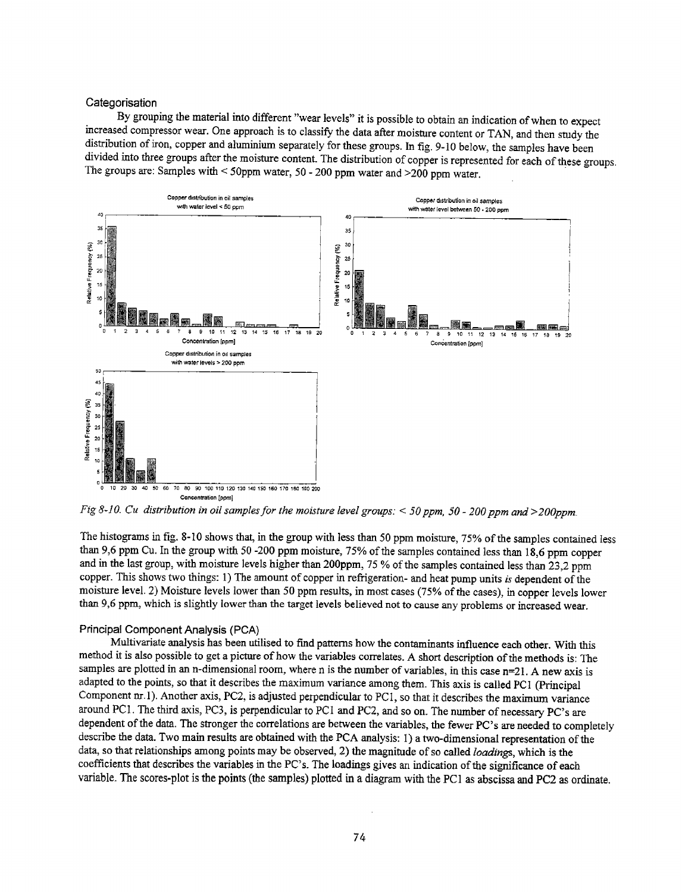### Categorisation

By grouping the material into different "wear levels" it is possible to obtain an indication of when to expect increased compressor wear. One approach is to classify the data after moisture content or TAN, and then study the distribution of iron, copper and aluminium separately for these groups. In fig. 9-10 below, the samples have been divided into three groups after the moisture content. The distribution of copper is represented for each of these groups. The groups are: Samples with < 50ppm water, 50 - 200 ppm water and >200 ppm water.

Copper distribution in oil samples with water level < 50 ppm

Relative Frequency (%)

0 5 10 15 20 25 30 35 40

0 1 2 3 4 5 6 7 8 9 10 11 12 13 14 15 16 17 18 19 20

Concentration [ppm]

Copper distribution in oil samples with water level between 50 - 200 ppm

Relative Frequency (%)

0 5 10 15 20 25 30 35 40

0 1 2 3 4 5 6 7 8 9 10 11 12 13 14 15 16 17 18 19 20

Concentration [ppm]

Copper distribution in oil samples with water levels > 200 ppm

Relative Frequency (%)

0 5 10 15 20 25 30 35 40 45 50

0 10 20 30 40 50 60 70 80 90 100 110 120 130 140 150 160 170 180 190 200

Concentration [ppm]

*Fig 8-10. Cu distribution in oil samples for the moisture level groups: < 50 ppm, 50 - 200 ppm and >200ppm.*

The histograms in fig. 8-10 shows that, in the group with less than 50 ppm moisture, 75% of the samples contained less than 9,6 ppm Cu. In the group with 50 -200 ppm moisture, 75% of the samples contained less than 18,6 ppm copper and in the last group, with moisture levels higher than 200ppm, 75 % of the samples contained less than 23,2 ppm copper. This shows two things: 1) The amount of copper in refrigeration- and heat pump units *is* dependent of the moisture level. 2) Moisture levels lower than 50 ppm results, in most cases (75% of the cases), in copper levels lower than 9,6 ppm, which is slightly lower than the target levels believed not to cause any problems or increased wear.

### Principal Component Analysis (PCA)

Multivariate analysis has been utilised to find patterns how the contaminants influence each other. With this method it is also possible to get a picture of how the variables correlates. A short description of the methods is: The samples are plotted in an n-dimensional room, where n is the number of variables, in this case n=21. A new axis is adapted to the points, so that it describes the maximum variance among them. This axis is called PC1 (Principal Component nr.1). Another axis, PC2, is adjusted perpendicular to PC1, so that it describes the maximum variance around PC1. The third axis, PC3, is perpendicular to PC1 and PC2, and so on. The number of necessary PC's are dependent of the data. The stronger the correlations are between the variables, the fewer PC's are needed to completely describe the data. Two main results are obtained with the PCA analysis: 1) a two-dimensional representation of the data, so that relationships among points may be observed, 2) the magnitude of so called *loadings*, which is the coefficients that describes the variables in the PC's. The loadings gives an indication of the significance of each variable. The scores-plot is the points (the samples) plotted in a diagram with the PC1 as abscissa and PC2 as ordinate.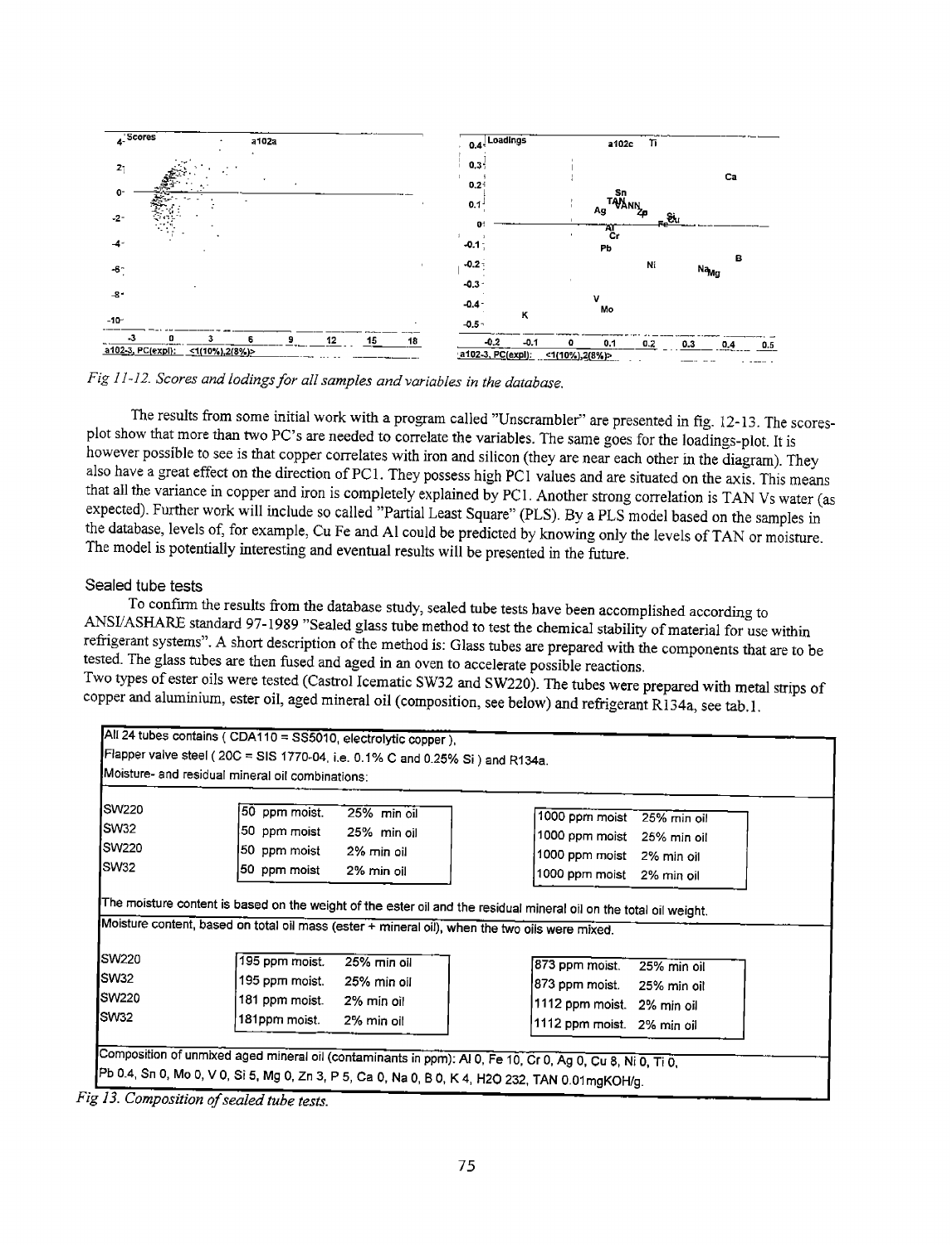4 Scores a102a

2
0
-2
-4
-6
-8
-10

-3 0 3 6 9 12 15 18

a102-3, PC(expl): <1(10%),2(8%)>

0.4 Loadings a102c Ti

0.3
0.2
0.1
0
-0.1
-0.2
-0.3
-0.4
-0.5

Ca
Sn
TAN
V
AN
Ag
Zn
Si
Fe
Cu
Al
Cr
Pb
B
Ni
Na
Mg
V
Mo
K

-0.2 -0.1 0 0.1 0.2 0.3 0.4 0.5

a102-3, PC(expl): <1(10%),2(8%)>

*Fig 11-12. Scores and lodings for all samples and variables in the database.*

The results from some initial work with a program called "Unscrambler" are presented in fig. 12-13. The scores-plot show that more than two PC's are needed to correlate the variables. The same goes for the loadings-plot. It is however possible to see is that copper correlates with iron and silicon (they are near each other in the diagram). They also have a great effect on the direction of PC1. They possess high PC1 values and are situated on the axis. This means that all the variance in copper and iron is completely explained by PC1. Another strong correlation is TAN Vs water (as expected). Further work will include so called "Partial Least Square" (PLS). By a PLS model based on the samples in the database, levels of, for example, Cu Fe and Al could be predicted by knowing only the levels of TAN or moisture. The model is potentially interesting and eventual results will be presented in the future.

### Sealed tube tests

To confirm the results from the database study, sealed tube tests have been accomplished according to ANSI/ASHARE standard 97-1989 "Sealed glass tube method to test the chemical stability of material for use within refrigerant systems". A short description of the method is: Glass tubes are prepared with the components that are to be tested. The glass tubes are then fused and aged in an oven to accelerate possible reactions.

Two types of ester oils were tested (Castrol Icematic SW32 and SW220). The tubes were prepared with metal strips of copper and aluminium, ester oil, aged mineral oil (composition, see below) and refrigerant R134a, see tab.1.

All 24 tubes contains ( CDA110 = SS5010, electrolytic copper ),
Flapper valve steel ( 20C = SIS 1770-04, i.e. 0.1% C and 0.25% Si ) and R134a.
Moisture- and residual mineral oil combinations:

| | | | | |
|---|---|---|---|---|
| SW220 | 50 ppm moist. | 25% min oil | 1000 ppm moist | 25% min oil |
| SW32 | 50 ppm moist | 25% min oil | 1000 ppm moist | 25% min oil |
| SW220 | 50 ppm moist | 2% min oil | 1000 ppm moist | 2% min oil |
| SW32 | 50 ppm moist | 2% min oil | 1000 ppm moist | 2% min oil |

The moisture content is based on the weight of the ester oil and the residual mineral oil on the total oil weight.

Moisture content, based on total oil mass (ester + mineral oil), when the two oils were mixed.

| | | | | |
|---|---|---|---|---|
| SW220 | 195 ppm moist. | 25% min oil | 873 ppm moist. | 25% min oil |
| SW32 | 195 ppm moist. | 25% min oil | 873 ppm moist. | 25% min oil |
| SW220 | 181 ppm moist. | 2% min oil | 1112 ppm moist. | 2% min oil |
| SW32 | 181ppm moist. | 2% min oil | 1112 ppm moist. | 2% min oil |

Composition of unmixed aged mineral oil (contaminants in ppm): Al 0, Fe 10, Cr 0, Ag 0, Cu 8, Ni 0, Ti 0, Pb 0.4, Sn 0, Mo 0, V 0, Si 5, Mg 0, Zn 3, P 5, Ca 0, Na 0, B 0, K 4, $H_2O$ 232, TAN 0.01mgKOH/g.

*Fig 13. Composition of sealed tube tests.*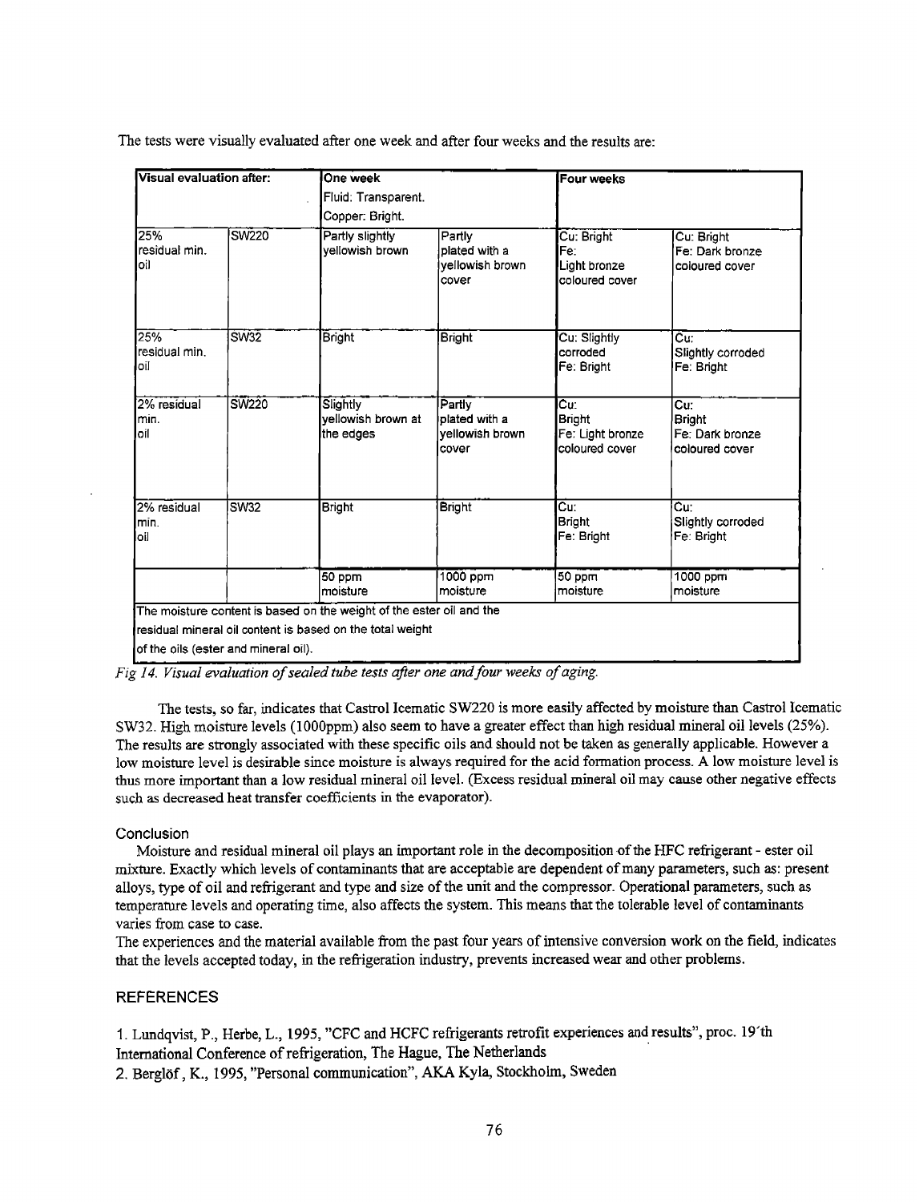The tests were visually evaluated after one week and after four weeks and the results are:

| Visual evaluation after: | | One week Fluid: Transparent. Copper: Bright. | | Four weeks | |
|---|---|---|---|---|---|
| 25% residual min. oil | SW220 | Partly slightly yellowish brown | Partly plated with a yellowish brown cover | Cu: Bright Fe: Light bronze coloured cover | Cu: Bright Fe: Dark bronze coloured cover |
| 25% residual min. oil | SW32 | Bright | Bright | Cu: Slightly corroded Fe: Bright | Cu: Slightly corroded Fe: Bright |
| 2% residual min. oil | SW220 | Slightly yellowish brown at the edges | Partly plated with a yellowish brown cover | Cu: Bright Fe: Light bronze coloured cover | Cu: Bright Fe: Dark bronze coloured cover |
| 2% residual min. oil | SW32 | Bright | Bright | Cu: Bright Fe: Bright | Cu: Slightly corroded Fe: Bright |
| | | 50 ppm moisture | 1000 ppm moisture | 50 ppm moisture | 1000 ppm moisture |
| The moisture content is based on the weight of the ester oil and the residual mineral oil content is based on the total weight of the oils (ester and mineral oil). | | | | | |

*Fig 14. Visual evaluation of sealed tube tests after one and four weeks of aging.*

The tests, so far, indicates that Castrol Icematic SW220 is more easily affected by moisture than Castrol Icematic SW32. High moisture levels (1000ppm) also seem to have a greater effect than high residual mineral oil levels (25%). The results are strongly associated with these specific oils and should not be taken as generally applicable. However a low moisture level is desirable since moisture is always required for the acid formation process. A low moisture level is thus more important than a low residual mineral oil level. (Excess residual mineral oil may cause other negative effects such as decreased heat transfer coefficients in the evaporator).

## Conclusion

Moisture and residual mineral oil plays an important role in the decomposition of the HFC refrigerant - ester oil mixture. Exactly which levels of contaminants that are acceptable are dependent of many parameters, such as: present alloys, type of oil and refrigerant and type and size of the unit and the compressor. Operational parameters, such as temperature levels and operating time, also affects the system. This means that the tolerable level of contaminants varies from case to case.

The experiences and the material available from the past four years of intensive conversion work on the field, indicates that the levels accepted today, in the refrigeration industry, prevents increased wear and other problems.

## REFERENCES

1. Lundqvist, P., Herbe, L., 1995, "CFC and HCFC refrigerants retrofit experiences and results", proc. 19´th International Conference of refrigeration, The Hague, The Netherlands
2. Berglöf, K., 1995, "Personal communication", AKA Kyla, Stockholm, Sweden